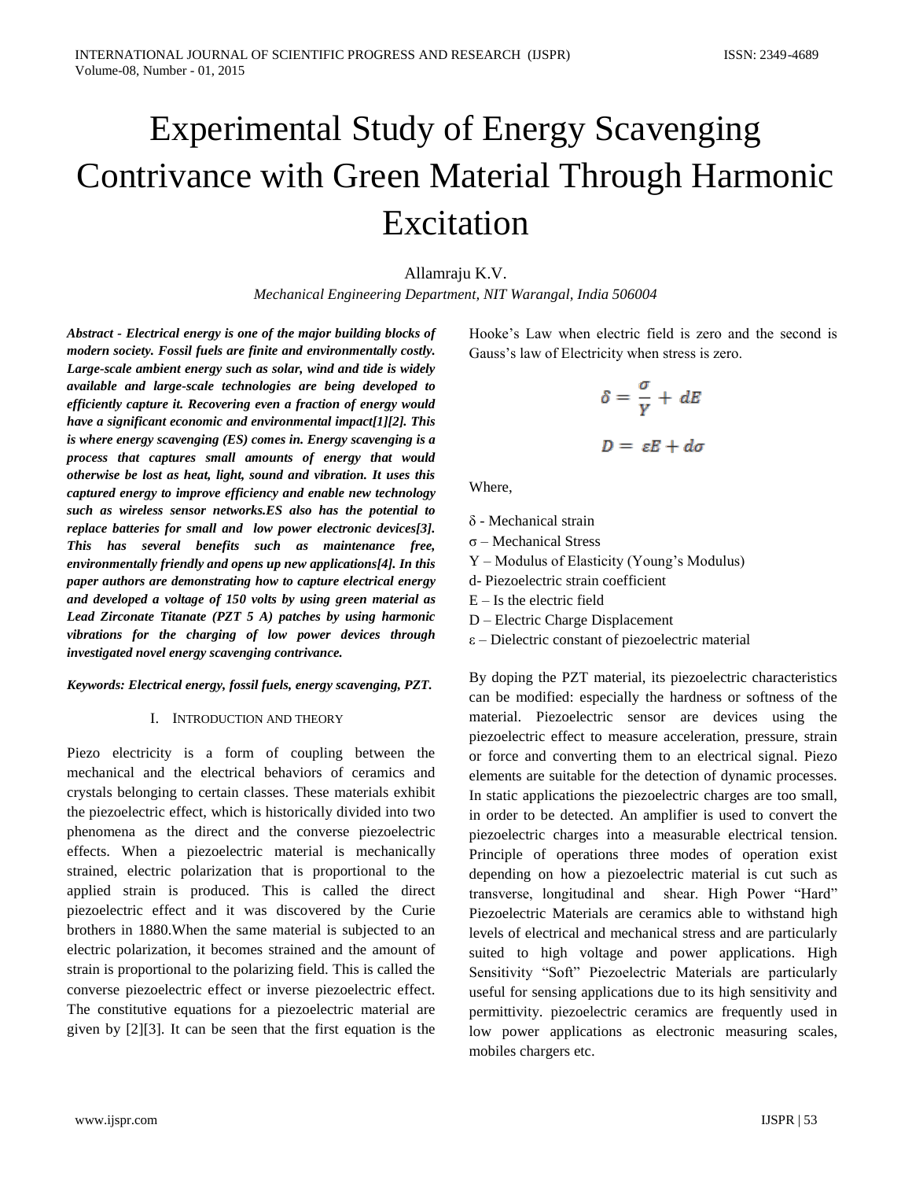# Experimental Study of Energy Scavenging Contrivance with Green Material Through Harmonic Excitation

Allamraju K.V.

*Mechanical Engineering Department, NIT Warangal, India 506004*

***Abstract - Electrical energy is one of the major building blocks of modern society. Fossil fuels are finite and environmentally costly. Large-scale ambient energy such as solar, wind and tide is widely available and large-scale technologies are being developed to efficiently capture it. Recovering even a fraction of energy would have a significant economic and environmental impact[1][2]. This is where energy scavenging (ES) comes in. Energy scavenging is a process that captures small amounts of energy that would otherwise be lost as heat, light, sound and vibration. It uses this captured energy to improve efficiency and enable new technology such as wireless sensor networks.ES also has the potential to replace batteries for small and low power electronic devices[3]. This has several benefits such as maintenance free, environmentally friendly and opens up new applications[4]. In this paper authors are demonstrating how to capture electrical energy and developed a voltage of 150 volts by using green material as Lead Zirconate Titanate (PZT 5 A) patches by using harmonic vibrations for the charging of low power devices through investigated novel energy scavenging contrivance.***

***Keywords: Electrical energy, fossil fuels, energy scavenging, PZT.***

## I. Introduction and Theory

Piezo electricity is a form of coupling between the mechanical and the electrical behaviors of ceramics and crystals belonging to certain classes. These materials exhibit the piezoelectric effect, which is historically divided into two phenomena as the direct and the converse piezoelectric effects. When a piezoelectric material is mechanically strained, electric polarization that is proportional to the applied strain is produced. This is called the direct piezoelectric effect and it was discovered by the Curie brothers in 1880.When the same material is subjected to an electric polarization, it becomes strained and the amount of strain is proportional to the polarizing field. This is called the converse piezoelectric effect or inverse piezoelectric effect. The constitutive equations for a piezoelectric material are given by [2][3]. It can be seen that the first equation is the Hooke's Law when electric field is zero and the second is Gauss's law of Electricity when stress is zero.

$$\delta = \frac{\sigma}{Y} + dE$$

$$D = \varepsilon E + d\sigma$$

Where,

- $\delta$ - Mechanical strain
- $\sigma$ – Mechanical Stress
- $Y$ – Modulus of Elasticity (Young's Modulus)
- $d$- Piezoelectric strain coefficient
- $E$ – Is the electric field
- $D$ – Electric Charge Displacement
- $\varepsilon$ – Dielectric constant of piezoelectric material

By doping the PZT material, its piezoelectric characteristics can be modified: especially the hardness or softness of the material. Piezoelectric sensor are devices using the piezoelectric effect to measure acceleration, pressure, strain or force and converting them to an electrical signal. Piezo elements are suitable for the detection of dynamic processes. In static applications the piezoelectric charges are too small, in order to be detected. An amplifier is used to convert the piezoelectric charges into a measurable electrical tension. Principle of operations three modes of operation exist depending on how a piezoelectric material is cut such as transverse, longitudinal and shear. High Power "Hard" Piezoelectric Materials are ceramics able to withstand high levels of electrical and mechanical stress and are particularly suited to high voltage and power applications. High Sensitivity "Soft" Piezoelectric Materials are particularly useful for sensing applications due to its high sensitivity and permittivity. piezoelectric ceramics are frequently used in low power applications as electronic measuring scales, mobiles chargers etc.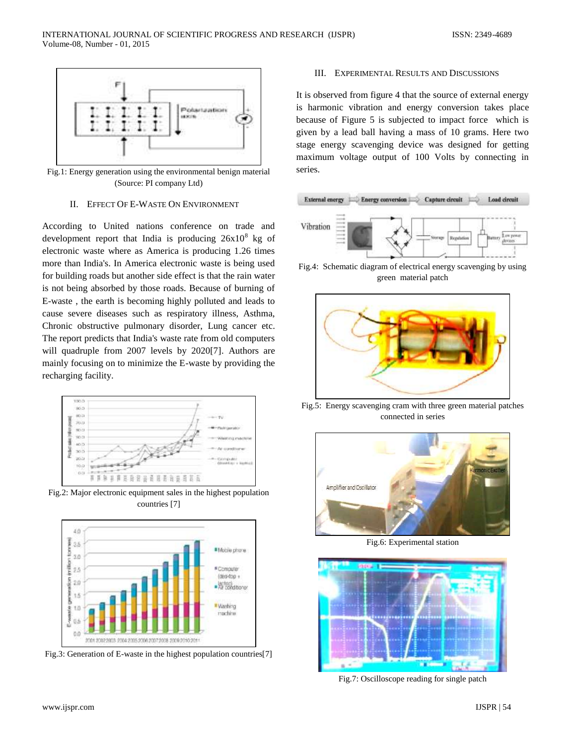Fig.1: Energy generation using the environmental benign material (Source: PI company Ltd)

## II. Effect Of E-Waste On Environment

According to United nations conference on trade and development report that India is producing $26x10^8$ kg of electronic waste where as America is producing 1.26 times more than India's. In America electronic waste is being used for building roads but another side effect is that the rain water is not being absorbed by those roads. Because of burning of E-waste , the earth is becoming highly polluted and leads to cause severe diseases such as respiratory illness, Asthma, Chronic obstructive pulmonary disorder, Lung cancer etc. The report predicts that India's waste rate from old computers will quadruple from 2007 levels by 2020[7]. Authors are mainly focusing on to minimize the E-waste by providing the recharging facility.

Fig.2: Major electronic equipment sales in the highest population countries [7]

Fig.3: Generation of E-waste in the highest population countries[7]

## III. Experimental Results and Discussions

It is observed from figure 4 that the source of external energy is harmonic vibration and energy conversion takes place because of Figure 5 is subjected to impact force which is given by a lead ball having a mass of 10 grams. Here two stage energy scavenging device was designed for getting maximum voltage output of 100 Volts by connecting in series.

Fig.4: Schematic diagram of electrical energy scavenging by using green material patch

Fig.5: Energy scavenging cram with three green material patches connected in series

Fig.6: Experimental station

Fig.7: Oscilloscope reading for single patch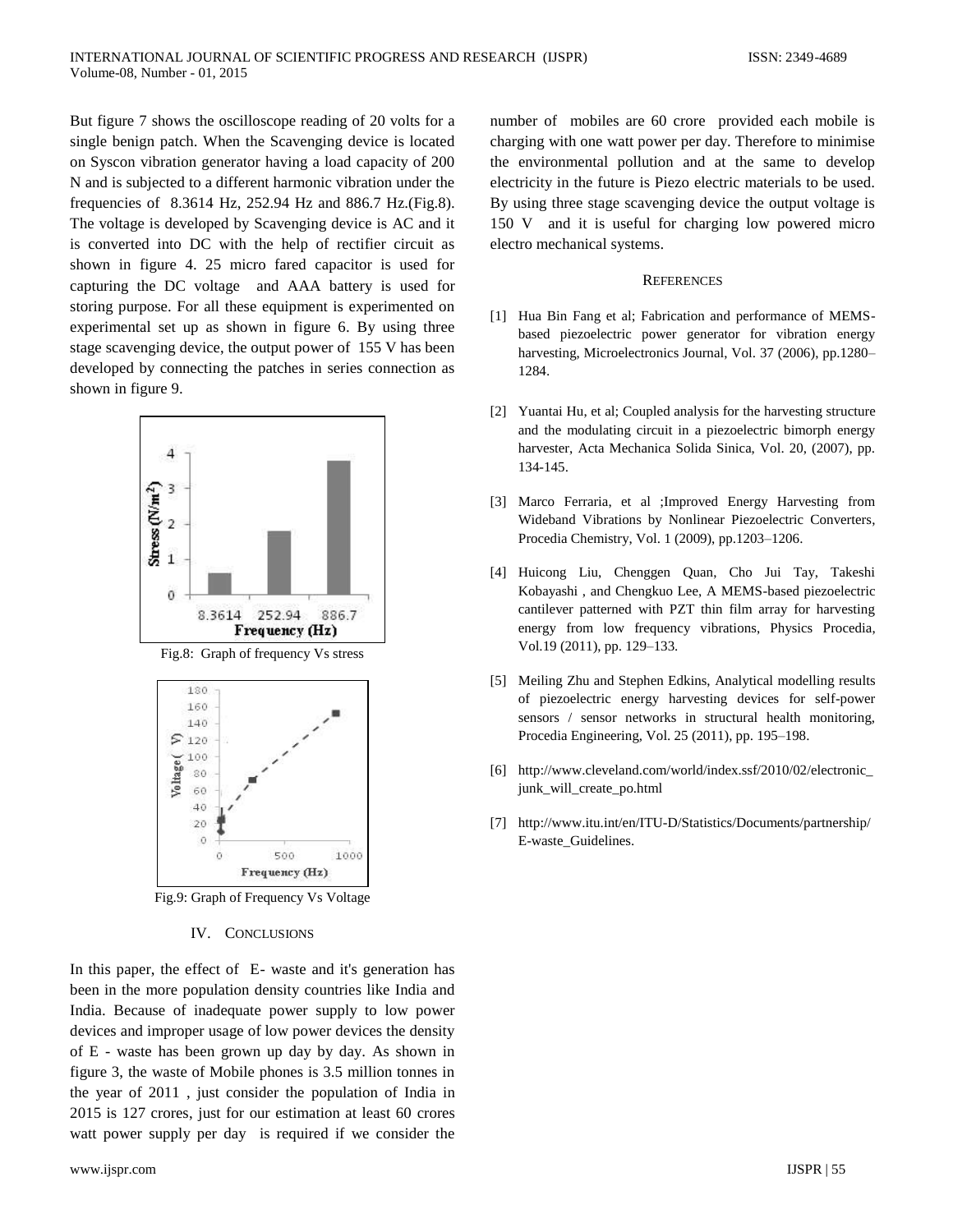But figure 7 shows the oscilloscope reading of 20 volts for a single benign patch. When the Scavenging device is located on Syscon vibration generator having a load capacity of 200 N and is subjected to a different harmonic vibration under the frequencies of 8.3614 Hz, 252.94 Hz and 886.7 Hz.(Fig.8). The voltage is developed by Scavenging device is AC and it is converted into DC with the help of rectifier circuit as shown in figure 4. 25 micro fared capacitor is used for capturing the DC voltage and AAA battery is used for storing purpose. For all these equipment is experimented on experimental set up as shown in figure 6. By using three stage scavenging device, the output power of 155 V has been developed by connecting the patches in series connection as shown in figure 9.

Stress (N/m²)
4
3
2
1
0
8.3614
252.94
886.7
Frequency (Hz)

Fig.8: Graph of frequency Vs stress

Voltage ( V)
180
160
140
120
100
80
60
40
20
0
0
500
1000
Frequency (Hz)

Fig.9: Graph of Frequency Vs Voltage

## IV. Conclusions

In this paper, the effect of E- waste and it's generation has been in the more population density countries like India and India. Because of inadequate power supply to low power devices and improper usage of low power devices the density of E - waste has been grown up day by day. As shown in figure 3, the waste of Mobile phones is 3.5 million tonnes in the year of 2011 , just consider the population of India in 2015 is 127 crores, just for our estimation at least 60 crores watt power supply per day is required if we consider the number of mobiles are 60 crore provided each mobile is charging with one watt power per day. Therefore to minimise the environmental pollution and at the same to develop electricity in the future is Piezo electric materials to be used. By using three stage scavenging device the output voltage is 150 V and it is useful for charging low powered micro electro mechanical systems.

## References

[1] Hua Bin Fang et al; Fabrication and performance of MEMS-based piezoelectric power generator for vibration energy harvesting, Microelectronics Journal, Vol. 37 (2006), pp.1280–1284.

[2] Yuantai Hu, et al; Coupled analysis for the harvesting structure and the modulating circuit in a piezoelectric bimorph energy harvester, Acta Mechanica Solida Sinica, Vol. 20, (2007), pp. 134-145.

[3] Marco Ferraria, et al ;Improved Energy Harvesting from Wideband Vibrations by Nonlinear Piezoelectric Converters, Procedia Chemistry, Vol. 1 (2009), pp.1203–1206.

[4] Huicong Liu, Chenggen Quan, Cho Jui Tay, Takeshi Kobayashi , and Chengkuo Lee, A MEMS-based piezoelectric cantilever patterned with PZT thin film array for harvesting energy from low frequency vibrations, Physics Procedia, Vol.19 (2011), pp. 129–133.

[5] Meiling Zhu and Stephen Edkins, Analytical modelling results of piezoelectric energy harvesting devices for self-power sensors / sensor networks in structural health monitoring, Procedia Engineering, Vol. 25 (2011), pp. 195–198.

[6] http://www.cleveland.com/world/index.ssf/2010/02/electronic_junk_will_create_po.html

[7] http://www.itu.int/en/ITU-D/Statistics/Documents/partnership/E-waste_Guidelines.